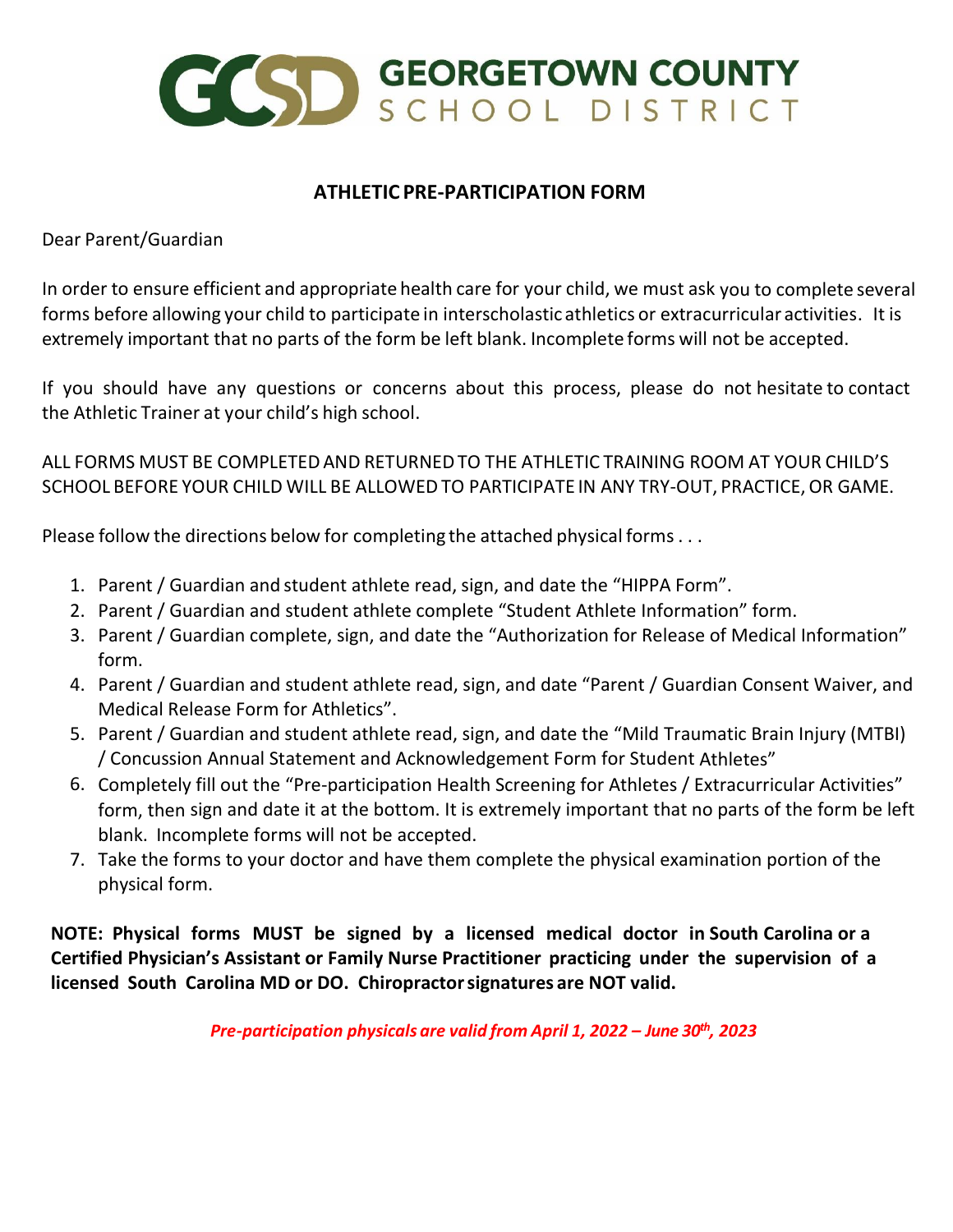# GEORGETOWN COUNTY SCHOOL DISTRICT

## ATHLETIC PRE-PARTICIPATION FORM

Dear Parent/Guardian

In order to ensure efficient and appropriate health care for your child, we must ask you to complete several forms before allowing your child to participate in interscholastic athletics or extracurricular activities. It is extremely important that no parts of the form be left blank. Incomplete forms will not be accepted.

If you should have any questions or concerns about this process, please do not hesitate to contact the Athletic Trainer at your child's high school.

ALL FORMS MUST BE COMPLETED AND RETURNED TO THE ATHLETIC TRAINING ROOM AT YOUR CHILD'S SCHOOL BEFORE YOUR CHILD WILL BE ALLOWED TO PARTICIPATE IN ANY TRY-OUT, PRACTICE, OR GAME.

Please follow the directions below for completing the attached physical forms . . .

1. Parent / Guardian and student athlete read, sign, and date the "HIPPA Form".
2. Parent / Guardian and student athlete complete "Student Athlete Information" form.
3. Parent / Guardian complete, sign, and date the "Authorization for Release of Medical Information" form.
4. Parent / Guardian and student athlete read, sign, and date "Parent / Guardian Consent Waiver, and Medical Release Form for Athletics".
5. Parent / Guardian and student athlete read, sign, and date the "Mild Traumatic Brain Injury (MTBI) / Concussion Annual Statement and Acknowledgement Form for Student Athletes"
6. Completely fill out the "Pre-participation Health Screening for Athletes / Extracurricular Activities" form, then sign and date it at the bottom. It is extremely important that no parts of the form be left blank. Incomplete forms will not be accepted.
7. Take the forms to your doctor and have them complete the physical examination portion of the physical form.

**NOTE: Physical forms MUST be signed by a licensed medical doctor in South Carolina or a Certified Physician's Assistant or Family Nurse Practitioner practicing under the supervision of a licensed South Carolina MD or DO. Chiropractor signatures are NOT valid.**

***Pre-participation physicals are valid from April 1, 2022 – June 30th, 2023***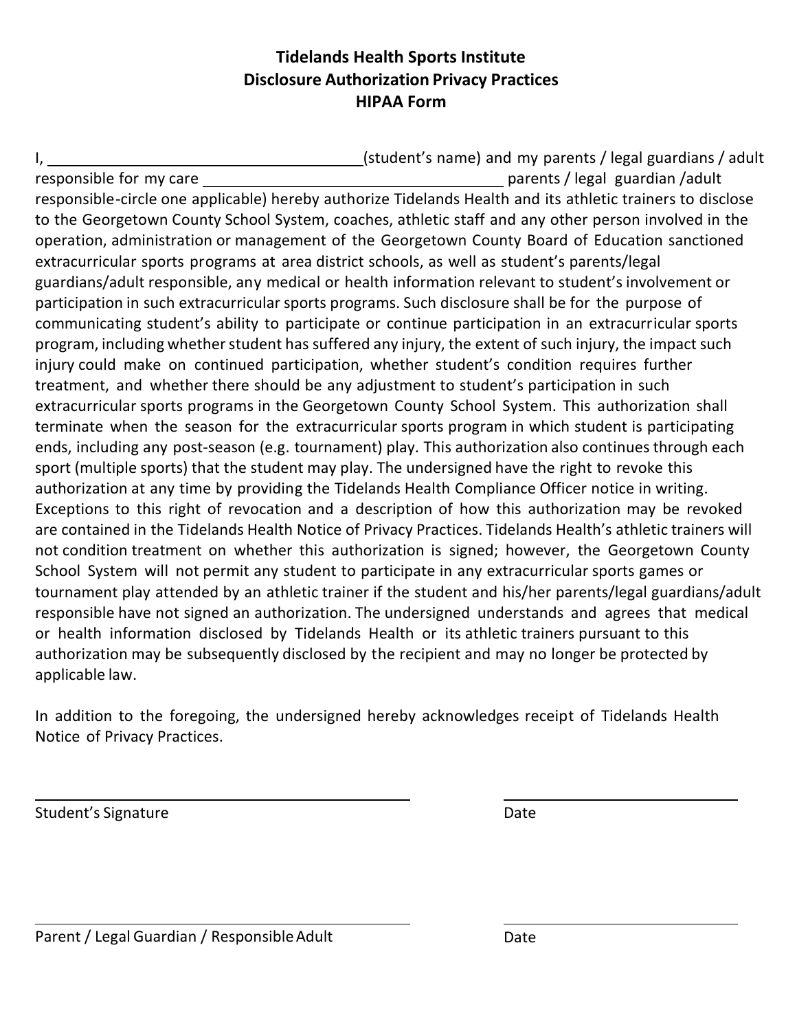**Tidelands Health Sports Institute**
**Disclosure Authorization Privacy Practices**
**HIPAA Form**

I, \_\_\_\_\_\_\_\_\_\_\_\_\_\_\_\_\_\_\_\_\_\_\_\_\_\_\_\_\_\_\_\_\_\_\_\_\_\_\_\_(student's name) and my parents / legal guardians / adult responsible for my care \_\_\_\_\_\_\_\_\_\_\_\_\_\_\_\_\_\_\_\_\_\_\_\_\_\_\_\_\_\_\_\_\_\_\_\_ parents / legal guardian /adult responsible-circle one applicable) hereby authorize Tidelands Health and its athletic trainers to disclose to the Georgetown County School System, coaches, athletic staff and any other person involved in the operation, administration or management of the Georgetown County Board of Education sanctioned extracurricular sports programs at area district schools, as well as student's parents/legal guardians/adult responsible, any medical or health information relevant to student's involvement or participation in such extracurricular sports programs. Such disclosure shall be for the purpose of communicating student's ability to participate or continue participation in an extracurricular sports program, including whether student has suffered any injury, the extent of such injury, the impact such injury could make on continued participation, whether student's condition requires further treatment, and whether there should be any adjustment to student's participation in such extracurricular sports programs in the Georgetown County School System. This authorization shall terminate when the season for the extracurricular sports program in which student is participating ends, including any post-season (e.g. tournament) play. This authorization also continues through each sport (multiple sports) that the student may play. The undersigned have the right to revoke this authorization at any time by providing the Tidelands Health Compliance Officer notice in writing. Exceptions to this right of revocation and a description of how this authorization may be revoked are contained in the Tidelands Health Notice of Privacy Practices. Tidelands Health's athletic trainers will not condition treatment on whether this authorization is signed; however, the Georgetown County School System will not permit any student to participate in any extracurricular sports games or tournament play attended by an athletic trainer if the student and his/her parents/legal guardians/adult responsible have not signed an authorization. The undersigned understands and agrees that medical or health information disclosed by Tidelands Health or its athletic trainers pursuant to this authorization may be subsequently disclosed by the recipient and may no longer be protected by applicable law.

In addition to the foregoing, the undersigned hereby acknowledges receipt of Tidelands Health Notice of Privacy Practices.

\_\_\_\_\_\_\_\_\_\_\_\_\_\_\_\_\_\_\_\_\_\_\_\_\_\_\_\_\_\_\_\_\_\_\_\_\_\_\_\_ \_\_\_\_\_\_\_\_\_\_\_\_\_\_\_\_\_\_\_\_\_\_\_\_\_\_

Student's Signature Date

\_\_\_\_\_\_\_\_\_\_\_\_\_\_\_\_\_\_\_\_\_\_\_\_\_\_\_\_\_\_\_\_\_\_\_\_\_\_\_\_ \_\_\_\_\_\_\_\_\_\_\_\_\_\_\_\_\_\_\_\_\_\_\_\_\_\_

Parent / Legal Guardian / Responsible Adult Date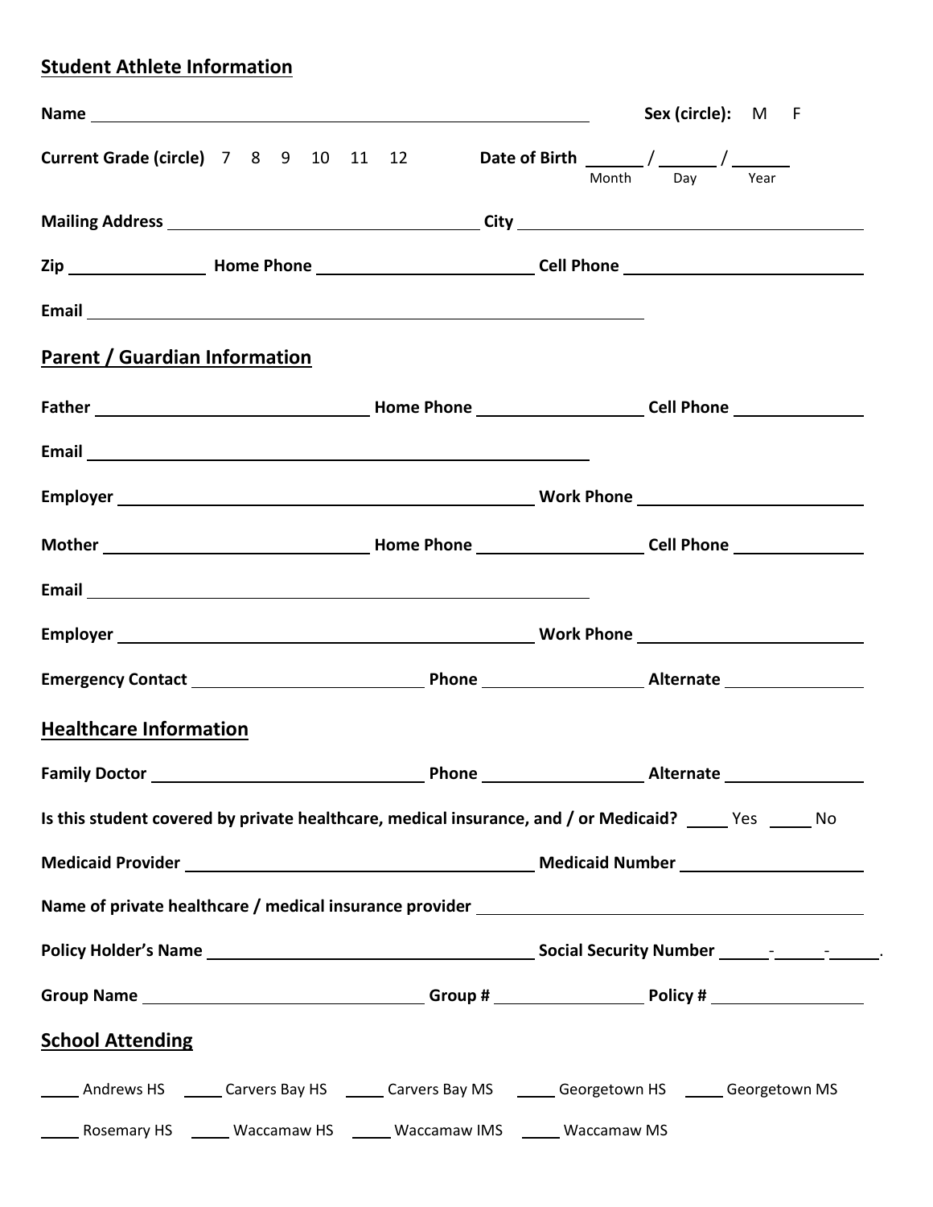## Student Athlete Information

**Name** ______________________________________________ **Sex (circle):** M F

**Current Grade (circle)** 7 8 9 10 11 12 **Date of Birth** ______ / ______ / ______
Month Day Year

**Mailing Address** ______________________________ **City** ______________________________

**Zip** ______________ **Home Phone** ______________________ **Cell Phone** ______________________

**Email** ______________________________________________

## Parent / Guardian Information

**Father** ______________________________ **Home Phone** __________________ **Cell Phone** ______________

**Email** ______________________________________________

**Employer** ______________________________________________ **Work Phone** ______________________

**Mother** ______________________________ **Home Phone** __________________ **Cell Phone** ______________

**Email** ______________________________________________

**Employer** ______________________________________________ **Work Phone** ______________________

**Emergency Contact** ______________________ **Phone** __________________ **Alternate** ______________

## Healthcare Information

**Family Doctor** ______________________________ **Phone** __________________ **Alternate** ______________

**Is this student covered by private healthcare, medical insurance, and / or Medicaid?** _____ Yes _____ No

**Medicaid Provider** ______________________________________ **Medicaid Number** ______________________

**Name of private healthcare / medical insurance provider** ______________________________________

**Policy Holder's Name** ______________________________________ **Social Security Number** _____-_____-_____.

**Group Name** ______________________________ **Group #** ________________ **Policy #** ________________

## School Attending

_____ Andrews HS _____ Carvers Bay HS _____ Carvers Bay MS _____ Georgetown HS _____ Georgetown MS

_____ Rosemary HS _____ Waccamaw HS _____ Waccamaw IMS _____ Waccamaw MS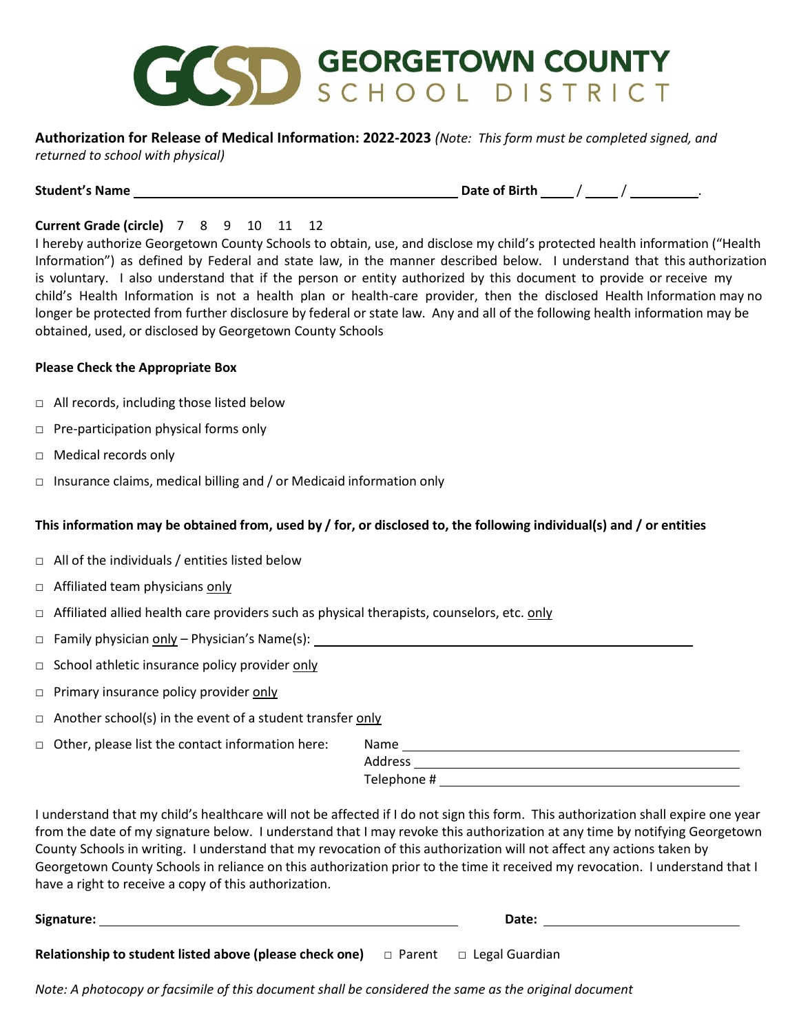# GEORGETOWN COUNTY SCHOOL DISTRICT

**Authorization for Release of Medical Information: 2022-2023** *(Note: This form must be completed signed, and returned to school with physical)*

**Student's Name** ______________________________ **Date of Birth** ____ / ____ / ________.

**Current Grade (circle)** 7 8 9 10 11 12

I hereby authorize Georgetown County Schools to obtain, use, and disclose my child's protected health information ("Health Information") as defined by Federal and state law, in the manner described below. I understand that this authorization is voluntary. I also understand that if the person or entity authorized by this document to provide or receive my child's Health Information is not a health plan or health-care provider, then the disclosed Health Information may no longer be protected from further disclosure by federal or state law. Any and all of the following health information may be obtained, used, or disclosed by Georgetown County Schools

**Please Check the Appropriate Box**

- □ All records, including those listed below
- □ Pre-participation physical forms only
- □ Medical records only
- □ Insurance claims, medical billing and / or Medicaid information only

**This information may be obtained from, used by / for, or disclosed to, the following individual(s) and / or entities**

- □ All of the individuals / entities listed below
- □ Affiliated team physicians only
- □ Affiliated allied health care providers such as physical therapists, counselors, etc. only
- □ Family physician only – Physician's Name(s): ______________________________
- □ School athletic insurance policy provider only
- □ Primary insurance policy provider only
- □ Another school(s) in the event of a student transfer only
- □ Other, please list the contact information here:
  - Name ______________________________
  - Address ______________________________
  - Telephone # ______________________________

I understand that my child's healthcare will not be affected if I do not sign this form. This authorization shall expire one year from the date of my signature below. I understand that I may revoke this authorization at any time by notifying Georgetown County Schools in writing. I understand that my revocation of this authorization will not affect any actions taken by Georgetown County Schools in reliance on this authorization prior to the time it received my revocation. I understand that I have a right to receive a copy of this authorization.

**Signature:** ______________________________ **Date:** ____________________

**Relationship to student listed above (please check one)** □ Parent □ Legal Guardian

*Note: A photocopy or facsimile of this document shall be considered the same as the original document*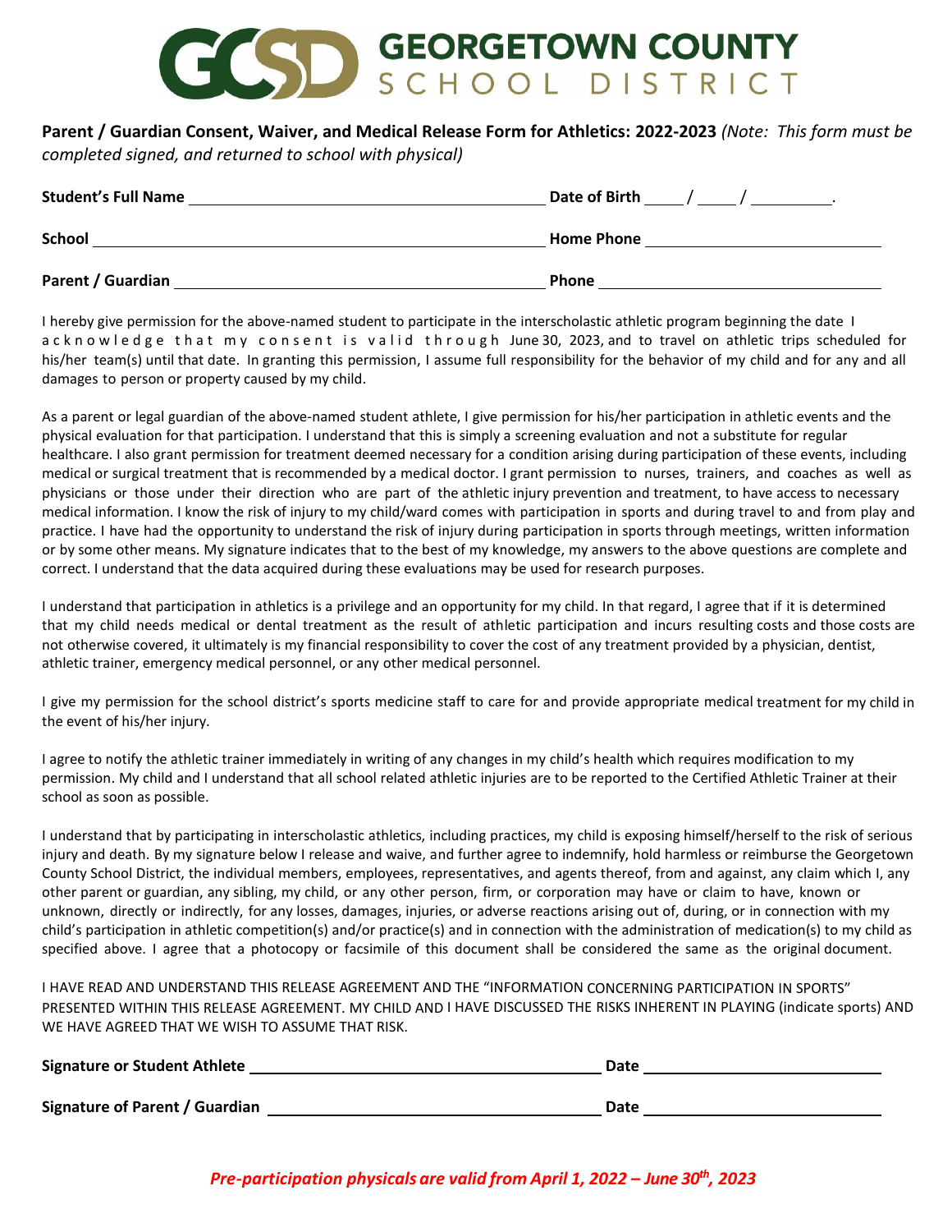# GCSD GEORGETOWN COUNTY SCHOOL DISTRICT

**Parent / Guardian Consent, Waiver, and Medical Release Form for Athletics: 2022-2023** *(Note: This form must be completed signed, and returned to school with physical)*

**Student's Full Name** ______________________________ **Date of Birth** ____ / ____ / ________.

**School** ______________________________ **Home Phone** ______________________________

**Parent / Guardian** ______________________________ **Phone** ______________________________

I hereby give permission for the above-named student to participate in the interscholastic athletic program beginning the date I acknowledge that my consent is valid through June 30, 2023, and to travel on athletic trips scheduled for his/her team(s) until that date. In granting this permission, I assume full responsibility for the behavior of my child and for any and all damages to person or property caused by my child.

As a parent or legal guardian of the above-named student athlete, I give permission for his/her participation in athletic events and the physical evaluation for that participation. I understand that this is simply a screening evaluation and not a substitute for regular healthcare. I also grant permission for treatment deemed necessary for a condition arising during participation of these events, including medical or surgical treatment that is recommended by a medical doctor. I grant permission to nurses, trainers, and coaches as well as physicians or those under their direction who are part of the athletic injury prevention and treatment, to have access to necessary medical information. I know the risk of injury to my child/ward comes with participation in sports and during travel to and from play and practice. I have had the opportunity to understand the risk of injury during participation in sports through meetings, written information or by some other means. My signature indicates that to the best of my knowledge, my answers to the above questions are complete and correct. I understand that the data acquired during these evaluations may be used for research purposes.

I understand that participation in athletics is a privilege and an opportunity for my child. In that regard, I agree that if it is determined that my child needs medical or dental treatment as the result of athletic participation and incurs resulting costs and those costs are not otherwise covered, it ultimately is my financial responsibility to cover the cost of any treatment provided by a physician, dentist, athletic trainer, emergency medical personnel, or any other medical personnel.

I give my permission for the school district's sports medicine staff to care for and provide appropriate medical treatment for my child in the event of his/her injury.

I agree to notify the athletic trainer immediately in writing of any changes in my child's health which requires modification to my permission. My child and I understand that all school related athletic injuries are to be reported to the Certified Athletic Trainer at their school as soon as possible.

I understand that by participating in interscholastic athletics, including practices, my child is exposing himself/herself to the risk of serious injury and death. By my signature below I release and waive, and further agree to indemnify, hold harmless or reimburse the Georgetown County School District, the individual members, employees, representatives, and agents thereof, from and against, any claim which I, any other parent or guardian, any sibling, my child, or any other person, firm, or corporation may have or claim to have, known or unknown, directly or indirectly, for any losses, damages, injuries, or adverse reactions arising out of, during, or in connection with my child's participation in athletic competition(s) and/or practice(s) and in connection with the administration of medication(s) to my child as specified above. I agree that a photocopy or facsimile of this document shall be considered the same as the original document.

I HAVE READ AND UNDERSTAND THIS RELEASE AGREEMENT AND THE "INFORMATION CONCERNING PARTICIPATION IN SPORTS" PRESENTED WITHIN THIS RELEASE AGREEMENT. MY CHILD AND I HAVE DISCUSSED THE RISKS INHERENT IN PLAYING (indicate sports) AND WE HAVE AGREED THAT WE WISH TO ASSUME THAT RISK.

**Signature or Student Athlete** ______________________________ **Date** ______________________________

**Signature of Parent / Guardian** ______________________________ **Date** ______________________________

***Pre-participation physicals are valid from April 1, 2022 – June 30th, 2023***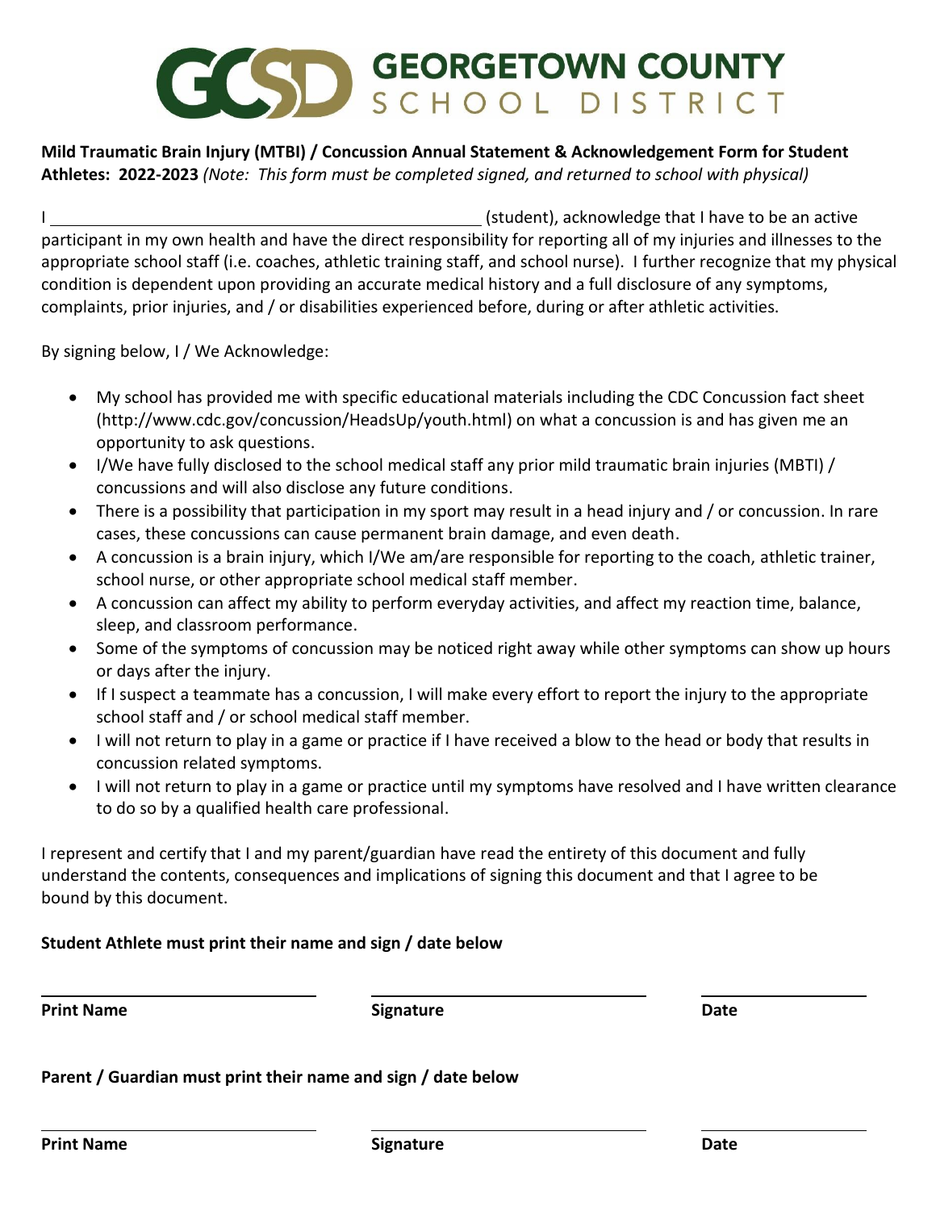# GEORGETOWN COUNTY SCHOOL DISTRICT

**Mild Traumatic Brain Injury (MTBI) / Concussion Annual Statement & Acknowledgement Form for Student Athletes: 2022-2023** *(Note: This form must be completed signed, and returned to school with physical)*

I ______________________________________________ (student), acknowledge that I have to be an active participant in my own health and have the direct responsibility for reporting all of my injuries and illnesses to the appropriate school staff (i.e. coaches, athletic training staff, and school nurse). I further recognize that my physical condition is dependent upon providing an accurate medical history and a full disclosure of any symptoms, complaints, prior injuries, and / or disabilities experienced before, during or after athletic activities.

By signing below, I / We Acknowledge:

- My school has provided me with specific educational materials including the CDC Concussion fact sheet (http://www.cdc.gov/concussion/HeadsUp/youth.html) on what a concussion is and has given me an opportunity to ask questions.
- I/We have fully disclosed to the school medical staff any prior mild traumatic brain injuries (MBTI) / concussions and will also disclose any future conditions.
- There is a possibility that participation in my sport may result in a head injury and / or concussion. In rare cases, these concussions can cause permanent brain damage, and even death.
- A concussion is a brain injury, which I/We am/are responsible for reporting to the coach, athletic trainer, school nurse, or other appropriate school medical staff member.
- A concussion can affect my ability to perform everyday activities, and affect my reaction time, balance, sleep, and classroom performance.
- Some of the symptoms of concussion may be noticed right away while other symptoms can show up hours or days after the injury.
- If I suspect a teammate has a concussion, I will make every effort to report the injury to the appropriate school staff and / or school medical staff member.
- I will not return to play in a game or practice if I have received a blow to the head or body that results in concussion related symptoms.
- I will not return to play in a game or practice until my symptoms have resolved and I have written clearance to do so by a qualified health care professional.

I represent and certify that I and my parent/guardian have read the entirety of this document and fully understand the contents, consequences and implications of signing this document and that I agree to be bound by this document.

**Student Athlete must print their name and sign / date below**

______________________ ______________________ ______________

**Print Name** **Signature** **Date**

**Parent / Guardian must print their name and sign / date below**

______________________ ______________________ ______________

**Print Name** **Signature** **Date**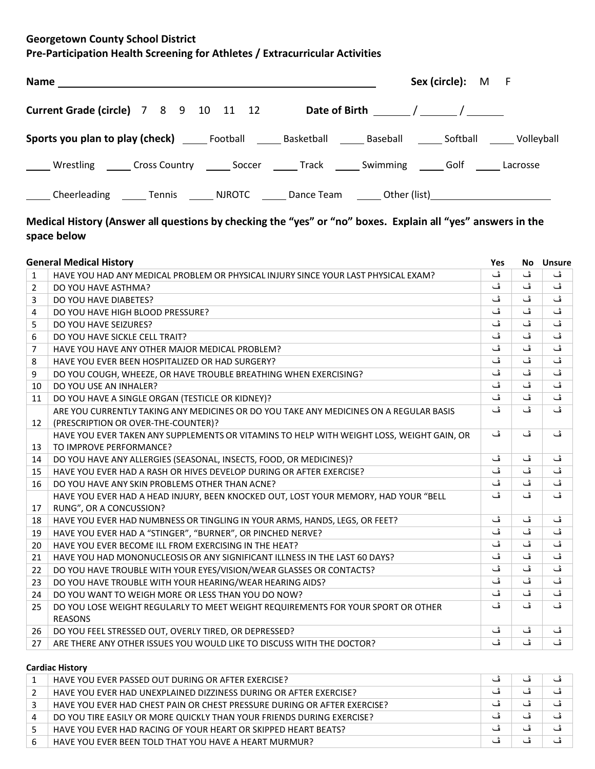**Georgetown County School District**
**Pre-Participation Health Screening for Athletes / Extracurricular Activities**

**Name** ______________________________________________ **Sex (circle):** M F

**Current Grade (circle)** 7 8 9 10 11 12 **Date of Birth** ______ / ______ / ______

**Sports you plan to play (check)** _____ Football _____ Basketball _____ Baseball _____ Softball _____ Volleyball

_____ Wrestling _____ Cross Country _____ Soccer _____ Track _____ Swimming _____ Golf _____ Lacrosse

_____ Cheerleading _____ Tennis _____ NJROTC _____ Dance Team _____ Other (list)____________________

**Medical History (Answer all questions by checking the "yes" or "no" boxes. Explain all "yes" answers in the space below**

| | **General Medical History** | **Yes** | **No** | **Unsure** |
|---|---|---|---|---|
| 1 | HAVE YOU HAD ANY MEDICAL PROBLEM OR PHYSICAL INJURY SINCE YOUR LAST PHYSICAL EXAM? | ڤ | ڤ | ڤ |
| 2 | DO YOU HAVE ASTHMA? | ڤ | ڤ | ڤ |
| 3 | DO YOU HAVE DIABETES? | ڤ | ڤ | ڤ |
| 4 | DO YOU HAVE HIGH BLOOD PRESSURE? | ڤ | ڤ | ڤ |
| 5 | DO YOU HAVE SEIZURES? | ڤ | ڤ | ڤ |
| 6 | DO YOU HAVE SICKLE CELL TRAIT? | ڤ | ڤ | ڤ |
| 7 | HAVE YOU HAVE ANY OTHER MAJOR MEDICAL PROBLEM? | ڤ | ڤ | ڤ |
| 8 | HAVE YOU EVER BEEN HOSPITALIZED OR HAD SURGERY? | ڤ | ڤ | ڤ |
| 9 | DO YOU COUGH, WHEEZE, OR HAVE TROUBLE BREATHING WHEN EXERCISING? | ڤ | ڤ | ڤ |
| 10 | DO YOU USE AN INHALER? | ڤ | ڤ | ڤ |
| 11 | DO YOU HAVE A SINGLE ORGAN (TESTICLE OR KIDNEY)? | ڤ | ڤ | ڤ |
| 12 | ARE YOU CURRENTLY TAKING ANY MEDICINES OR DO YOU TAKE ANY MEDICINES ON A REGULAR BASIS (PRESCRIPTION OR OVER-THE-COUNTER)? | ڤ | ڤ | ڤ |
| 13 | HAVE YOU EVER TAKEN ANY SUPPLEMENTS OR VITAMINS TO HELP WITH WEIGHT LOSS, WEIGHT GAIN, OR TO IMPROVE PERFORMANCE? | ڤ | ڤ | ڤ |
| 14 | DO YOU HAVE ANY ALLERGIES (SEASONAL, INSECTS, FOOD, OR MEDICINES)? | ڤ | ڤ | ڤ |
| 15 | HAVE YOU EVER HAD A RASH OR HIVES DEVELOP DURING OR AFTER EXERCISE? | ڤ | ڤ | ڤ |
| 16 | DO YOU HAVE ANY SKIN PROBLEMS OTHER THAN ACNE? | ڤ | ڤ | ڤ |
| 17 | HAVE YOU EVER HAD A HEAD INJURY, BEEN KNOCKED OUT, LOST YOUR MEMORY, HAD YOUR "BELL RUNG", OR A CONCUSSION? | ڤ | ڤ | ڤ |
| 18 | HAVE YOU EVER HAD NUMBNESS OR TINGLING IN YOUR ARMS, HANDS, LEGS, OR FEET? | ڤ | ڤ | ڤ |
| 19 | HAVE YOU EVER HAD A "STINGER", "BURNER", OR PINCHED NERVE? | ڤ | ڤ | ڤ |
| 20 | HAVE YOU EVER BECOME ILL FROM EXERCISING IN THE HEAT? | ڤ | ڤ | ڤ |
| 21 | HAVE YOU HAD MONONUCLEOSIS OR ANY SIGNIFICANT ILLNESS IN THE LAST 60 DAYS? | ڤ | ڤ | ڤ |
| 22 | DO YOU HAVE TROUBLE WITH YOUR EYES/VISION/WEAR GLASSES OR CONTACTS? | ڤ | ڤ | ڤ |
| 23 | DO YOU HAVE TROUBLE WITH YOUR HEARING/WEAR HEARING AIDS? | ڤ | ڤ | ڤ |
| 24 | DO YOU WANT TO WEIGH MORE OR LESS THAN YOU DO NOW? | ڤ | ڤ | ڤ |
| 25 | DO YOU LOSE WEIGHT REGULARLY TO MEET WEIGHT REQUIREMENTS FOR YOUR SPORT OR OTHER REASONS | ڤ | ڤ | ڤ |
| 26 | DO YOU FEEL STRESSED OUT, OVERLY TIRED, OR DEPRESSED? | ڤ | ڤ | ڤ |
| 27 | ARE THERE ANY OTHER ISSUES YOU WOULD LIKE TO DISCUSS WITH THE DOCTOR? | ڤ | ڤ | ڤ |

**Cardiac History**

| | | | | |
|---|---|---|---|---|
| 1 | HAVE YOU EVER PASSED OUT DURING OR AFTER EXERCISE? | ڤ | ڤ | ڤ |
| 2 | HAVE YOU EVER HAD UNEXPLAINED DIZZINESS DURING OR AFTER EXERCISE? | ڤ | ڤ | ڤ |
| 3 | HAVE YOU EVER HAD CHEST PAIN OR CHEST PRESSURE DURING OR AFTER EXERCISE? | ڤ | ڤ | ڤ |
| 4 | DO YOU TIRE EASILY OR MORE QUICKLY THAN YOUR FRIENDS DURING EXERCISE? | ڤ | ڤ | ڤ |
| 5 | HAVE YOU EVER HAD RACING OF YOUR HEART OR SKIPPED HEART BEATS? | ڤ | ڤ | ڤ |
| 6 | HAVE YOU EVER BEEN TOLD THAT YOU HAVE A HEART MURMUR? | ڤ | ڤ | ڤ |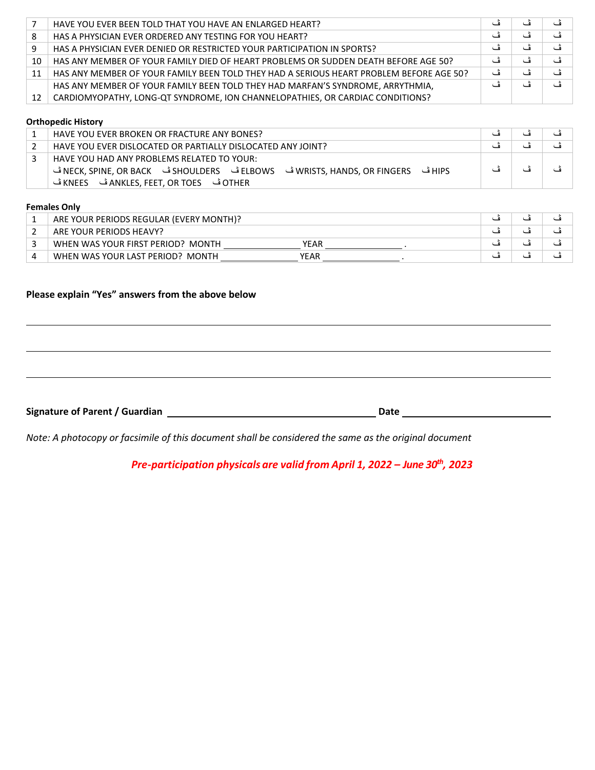| | | | | |
|---|---|---|---|---|
| 7 | HAVE YOU EVER BEEN TOLD THAT YOU HAVE AN ENLARGED HEART? | ڤ | ڤ | ڤ |
| 8 | HAS A PHYSICIAN EVER ORDERED ANY TESTING FOR YOU HEART? | ڤ | ڤ | ڤ |
| 9 | HAS A PHYSICIAN EVER DENIED OR RESTRICTED YOUR PARTICIPATION IN SPORTS? | ڤ | ڤ | ڤ |
| 10 | HAS ANY MEMBER OF YOUR FAMILY DIED OF HEART PROBLEMS OR SUDDEN DEATH BEFORE AGE 50? | ڤ | ڤ | ڤ |
| 11 | HAS ANY MEMBER OF YOUR FAMILY BEEN TOLD THEY HAD A SERIOUS HEART PROBLEM BEFORE AGE 50? | ڤ | ڤ | ڤ |
| 12 | HAS ANY MEMBER OF YOUR FAMILY BEEN TOLD THEY HAD MARFAN'S SYNDROME, ARRYTHMIA, CARDIOMYOPATHY, LONG-QT SYNDROME, ION CHANNELOPATHIES, OR CARDIAC CONDITIONS? | ڤ | ڤ | ڤ |

**Orthopedic History**

| | | | | |
|---|---|---|---|---|
| 1 | HAVE YOU EVER BROKEN OR FRACTURE ANY BONES? | ڤ | ڤ | ڤ |
| 2 | HAVE YOU EVER DISLOCATED OR PARTIALLY DISLOCATED ANY JOINT? | ڤ | ڤ | ڤ |
| 3 | HAVE YOU HAD ANY PROBLEMS RELATED TO YOUR: ڤ NECK, SPINE, OR BACK ڤ SHOULDERS ڤ ELBOWS ڤ WRISTS, HANDS, OR FINGERS ڤ HIPS ڤ KNEES ڤ ANKLES, FEET, OR TOES ڤ OTHER | ڤ | ڤ | ڤ |

**Females Only**

| | | | | |
|---|---|---|---|---|
| 1 | ARE YOUR PERIODS REGULAR (EVERY MONTH)? | ڤ | ڤ | ڤ |
| 2 | ARE YOUR PERIODS HEAVY? | ڤ | ڤ | ڤ |
| 3 | WHEN WAS YOUR FIRST PERIOD? MONTH ______________ YEAR ______________ . | ڤ | ڤ | ڤ |
| 4 | WHEN WAS YOUR LAST PERIOD? MONTH ______________ YEAR ______________ . | ڤ | ڤ | ڤ |

**Please explain "Yes" answers from the above below**

______________________________________________________________________

______________________________________________________________________

______________________________________________________________________

**Signature of Parent / Guardian** ______________________________ **Date** ______________________

*Note: A photocopy or facsimile of this document shall be considered the same as the original document*

***Pre-participation physicals are valid from April 1, 2022 – June 30th, 2023***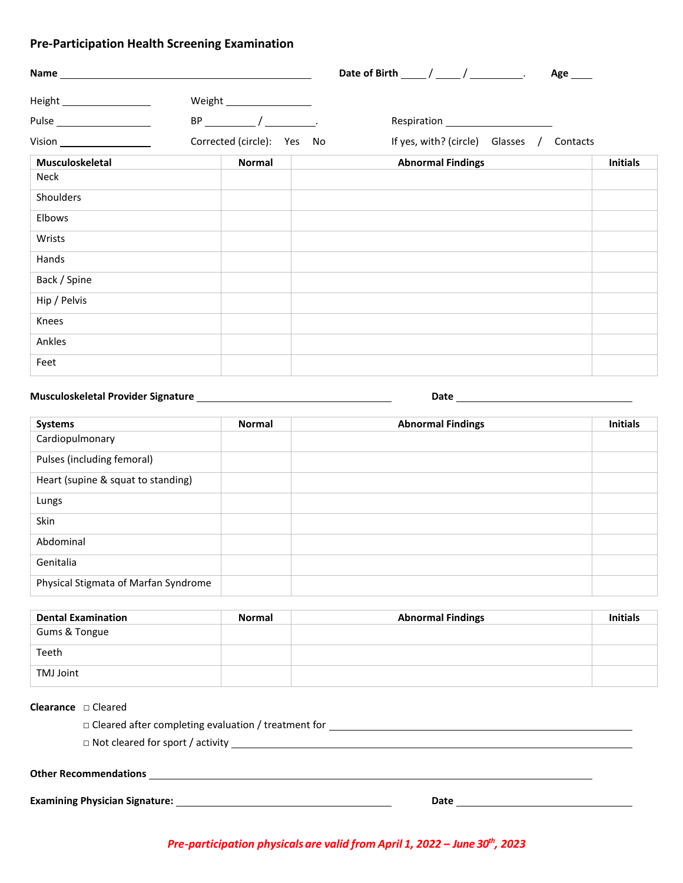## Pre-Participation Health Screening Examination

**Name** ______________________________ **Date of Birth** ____ / ____ / ________. **Age** ____

Height ______________ Weight ______________

Pulse ______________ BP ________ / ________. Respiration ________________

Vision ______________ Corrected (circle): Yes No If yes, with? (circle) Glasses / Contacts

| Musculoskeletal | Normal | Abnormal Findings | Initials |
|---|---|---|---|
| Neck | | | |
| Shoulders | | | |
| Elbows | | | |
| Wrists | | | |
| Hands | | | |
| Back / Spine | | | |
| Hip / Pelvis | | | |
| Knees | | | |
| Ankles | | | |
| Feet | | | |

**Musculoskeletal Provider Signature** ______________________________ **Date** ______________________

| Systems | Normal | Abnormal Findings | Initials |
|---|---|---|---|
| Cardiopulmonary | | | |
| Pulses (including femoral) | | | |
| Heart (supine & squat to standing) | | | |
| Lungs | | | |
| Skin | | | |
| Abdominal | | | |
| Genitalia | | | |
| Physical Stigmata of Marfan Syndrome | | | |

| Dental Examination | Normal | Abnormal Findings | Initials |
|---|---|---|---|
| Gums & Tongue | | | |
| Teeth | | | |
| TMJ Joint | | | |

**Clearance** □ Cleared

□ Cleared after completing evaluation / treatment for ______________________________

□ Not cleared for sport / activity ______________________________

**Other Recommendations** ______________________________

**Examining Physician Signature:** ______________________________ **Date** ______________________

***Pre-participation physicals are valid from April 1, 2022 – June 30th, 2023***